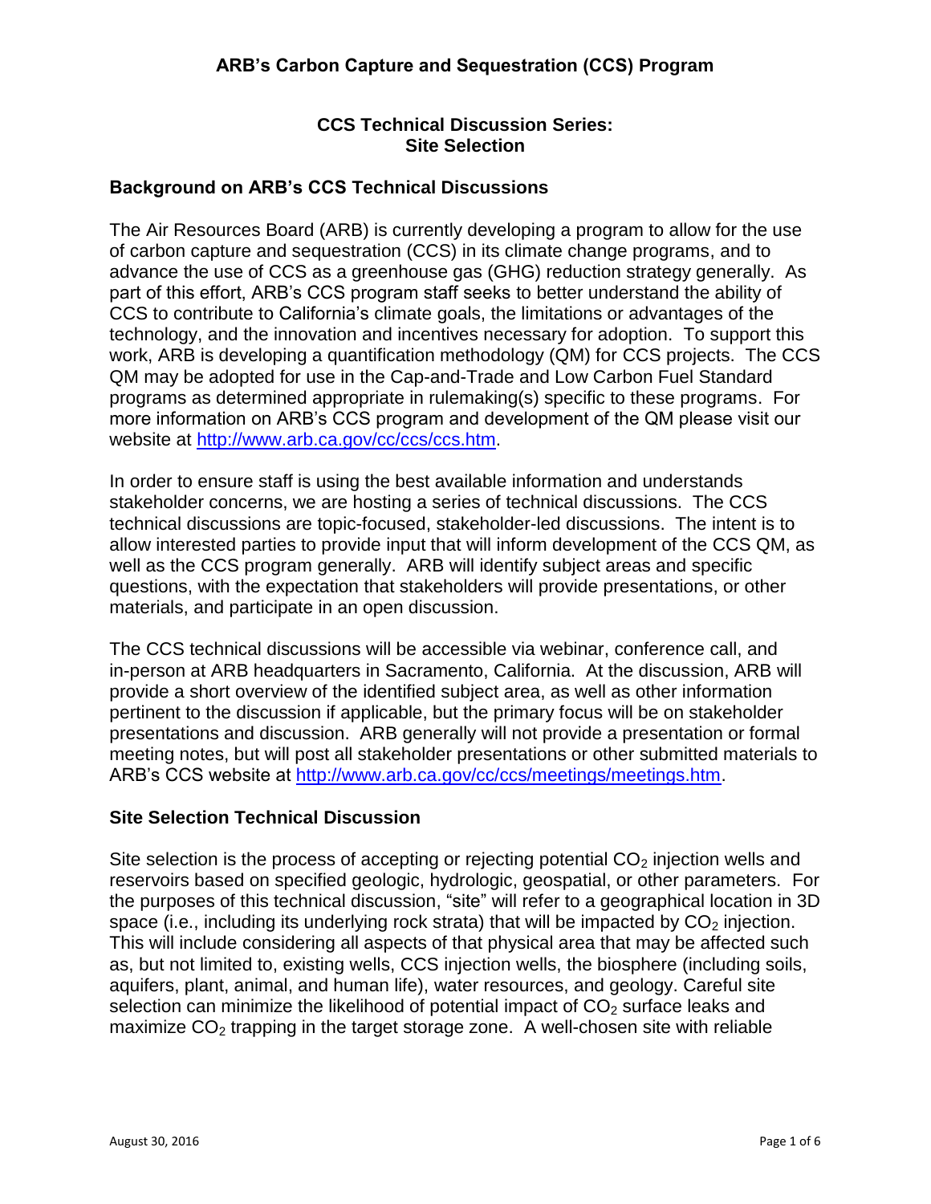# ARB's Carbon Capture and Sequestration (CCS) Program

## CCS Technical Discussion Series: Site Selection

### Background on ARB's CCS Technical Discussions

The Air Resources Board (ARB) is currently developing a program to allow for the use of carbon capture and sequestration (CCS) in its climate change programs, and to advance the use of CCS as a greenhouse gas (GHG) reduction strategy generally. As part of this effort, ARB's CCS program staff seeks to better understand the ability of CCS to contribute to California's climate goals, the limitations or advantages of the technology, and the innovation and incentives necessary for adoption. To support this work, ARB is developing a quantification methodology (QM) for CCS projects. The CCS QM may be adopted for use in the Cap-and-Trade and Low Carbon Fuel Standard programs as determined appropriate in rulemaking(s) specific to these programs. For more information on ARB's CCS program and development of the QM please visit our website at http://www.arb.ca.gov/cc/ccs/ccs.htm.

In order to ensure staff is using the best available information and understands stakeholder concerns, we are hosting a series of technical discussions. The CCS technical discussions are topic-focused, stakeholder-led discussions. The intent is to allow interested parties to provide input that will inform development of the CCS QM, as well as the CCS program generally. ARB will identify subject areas and specific questions, with the expectation that stakeholders will provide presentations, or other materials, and participate in an open discussion.

The CCS technical discussions will be accessible via webinar, conference call, and in-person at ARB headquarters in Sacramento, California. At the discussion, ARB will provide a short overview of the identified subject area, as well as other information pertinent to the discussion if applicable, but the primary focus will be on stakeholder presentations and discussion. ARB generally will not provide a presentation or formal meeting notes, but will post all stakeholder presentations or other submitted materials to ARB's CCS website at http://www.arb.ca.gov/cc/ccs/meetings/meetings.htm.

### Site Selection Technical Discussion

Site selection is the process of accepting or rejecting potential $CO_2$ injection wells and reservoirs based on specified geologic, hydrologic, geospatial, or other parameters. For the purposes of this technical discussion, "site" will refer to a geographical location in 3D space (i.e., including its underlying rock strata) that will be impacted by $CO_2$ injection. This will include considering all aspects of that physical area that may be affected such as, but not limited to, existing wells, CCS injection wells, the biosphere (including soils, aquifers, plant, animal, and human life), water resources, and geology. Careful site selection can minimize the likelihood of potential impact of $CO_2$ surface leaks and maximize $CO_2$ trapping in the target storage zone. A well-chosen site with reliable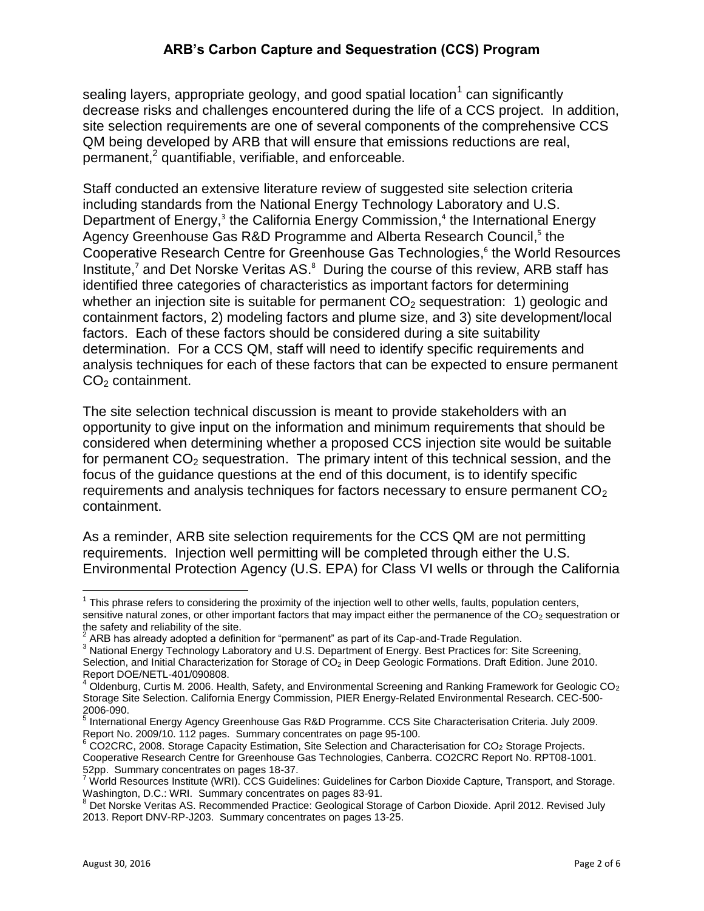sealing layers, appropriate geology, and good spatial location[1] can significantly decrease risks and challenges encountered during the life of a CCS project. In addition, site selection requirements are one of several components of the comprehensive CCS QM being developed by ARB that will ensure that emissions reductions are real, permanent,[2] quantifiable, verifiable, and enforceable.

Staff conducted an extensive literature review of suggested site selection criteria including standards from the National Energy Technology Laboratory and U.S. Department of Energy,[3] the California Energy Commission,[4] the International Energy Agency Greenhouse Gas R&D Programme and Alberta Research Council,[5] the Cooperative Research Centre for Greenhouse Gas Technologies,[6] the World Resources Institute,[7] and Det Norske Veritas AS.[8] During the course of this review, ARB staff has identified three categories of characteristics as important factors for determining whether an injection site is suitable for permanent $CO_2$ sequestration: 1) geologic and containment factors, 2) modeling factors and plume size, and 3) site development/local factors. Each of these factors should be considered during a site suitability determination. For a CCS QM, staff will need to identify specific requirements and analysis techniques for each of these factors that can be expected to ensure permanent $CO_2$ containment.

The site selection technical discussion is meant to provide stakeholders with an opportunity to give input on the information and minimum requirements that should be considered when determining whether a proposed CCS injection site would be suitable for permanent $CO_2$ sequestration. The primary intent of this technical session, and the focus of the guidance questions at the end of this document, is to identify specific requirements and analysis techniques for factors necessary to ensure permanent $CO_2$ containment.

As a reminder, ARB site selection requirements for the CCS QM are not permitting requirements. Injection well permitting will be completed through either the U.S. Environmental Protection Agency (U.S. EPA) for Class VI wells or through the California

---

[1] This phrase refers to considering the proximity of the injection well to other wells, faults, population centers, sensitive natural zones, or other important factors that may impact either the permanence of the $CO_2$ sequestration or the safety and reliability of the site.

[2] ARB has already adopted a definition for "permanent" as part of its Cap-and-Trade Regulation.

[3] National Energy Technology Laboratory and U.S. Department of Energy. Best Practices for: Site Screening, Selection, and Initial Characterization for Storage of $CO_2$ in Deep Geologic Formations. Draft Edition. June 2010. Report DOE/NETL-401/090808.

[4] Oldenburg, Curtis M. 2006. Health, Safety, and Environmental Screening and Ranking Framework for Geologic $CO_2$ Storage Site Selection. California Energy Commission, PIER Energy-Related Environmental Research. CEC-500-2006-090.

[5] International Energy Agency Greenhouse Gas R&D Programme. CCS Site Characterisation Criteria. July 2009. Report No. 2009/10. 112 pages. Summary concentrates on page 95-100.

[6] CO2CRC, 2008. Storage Capacity Estimation, Site Selection and Characterisation for $CO_2$ Storage Projects. Cooperative Research Centre for Greenhouse Gas Technologies, Canberra. CO2CRC Report No. RPT08-1001. 52pp. Summary concentrates on pages 18-37.

[7] World Resources Institute (WRI). CCS Guidelines: Guidelines for Carbon Dioxide Capture, Transport, and Storage. Washington, D.C.: WRI. Summary concentrates on pages 83-91.

[8] Det Norske Veritas AS. Recommended Practice: Geological Storage of Carbon Dioxide. April 2012. Revised July 2013. Report DNV-RP-J203. Summary concentrates on pages 13-25.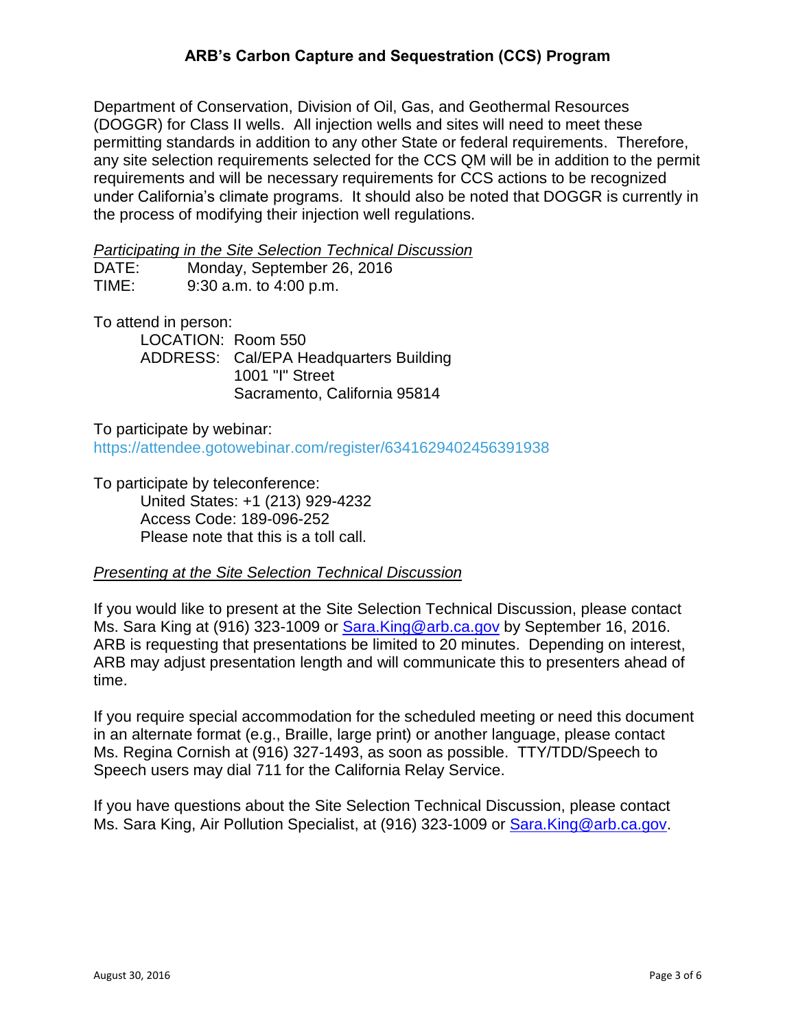Department of Conservation, Division of Oil, Gas, and Geothermal Resources (DOGGR) for Class II wells. All injection wells and sites will need to meet these permitting standards in addition to any other State or federal requirements. Therefore, any site selection requirements selected for the CCS QM will be in addition to the permit requirements and will be necessary requirements for CCS actions to be recognized under California's climate programs. It should also be noted that DOGGR is currently in the process of modifying their injection well regulations.

*Participating in the Site Selection Technical Discussion*

DATE: Monday, September 26, 2016
TIME: 9:30 a.m. to 4:00 p.m.

To attend in person:

LOCATION: Room 550
ADDRESS: Cal/EPA Headquarters Building
1001 "I" Street
Sacramento, California 95814

To participate by webinar:
https://attendee.gotowebinar.com/register/6341629402456391938

To participate by teleconference:

United States: +1 (213) 929-4232
Access Code: 189-096-252
Please note that this is a toll call.

*Presenting at the Site Selection Technical Discussion*

If you would like to present at the Site Selection Technical Discussion, please contact Ms. Sara King at (916) 323-1009 or Sara.King@arb.ca.gov by September 16, 2016. ARB is requesting that presentations be limited to 20 minutes. Depending on interest, ARB may adjust presentation length and will communicate this to presenters ahead of time.

If you require special accommodation for the scheduled meeting or need this document in an alternate format (e.g., Braille, large print) or another language, please contact Ms. Regina Cornish at (916) 327-1493, as soon as possible. TTY/TDD/Speech to Speech users may dial 711 for the California Relay Service.

If you have questions about the Site Selection Technical Discussion, please contact Ms. Sara King, Air Pollution Specialist, at (916) 323-1009 or Sara.King@arb.ca.gov.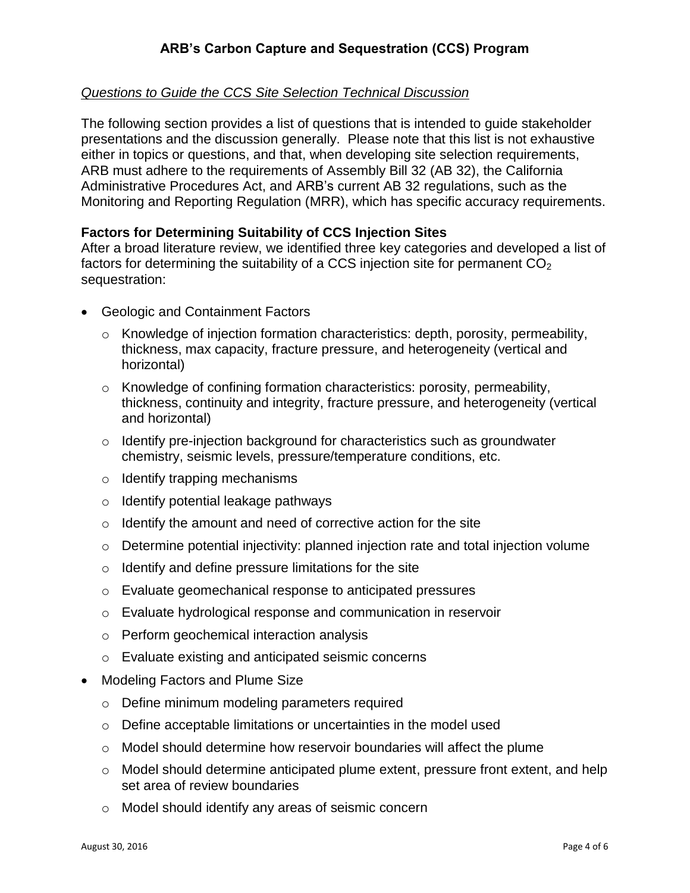## ARB's Carbon Capture and Sequestration (CCS) Program

*Questions to Guide the CCS Site Selection Technical Discussion*

The following section provides a list of questions that is intended to guide stakeholder presentations and the discussion generally. Please note that this list is not exhaustive either in topics or questions, and that, when developing site selection requirements, ARB must adhere to the requirements of Assembly Bill 32 (AB 32), the California Administrative Procedures Act, and ARB's current AB 32 regulations, such as the Monitoring and Reporting Regulation (MRR), which has specific accuracy requirements.

**Factors for Determining Suitability of CCS Injection Sites**

After a broad literature review, we identified three key categories and developed a list of factors for determining the suitability of a CCS injection site for permanent $CO_2$ sequestration:

- Geologic and Containment Factors
  - Knowledge of injection formation characteristics: depth, porosity, permeability, thickness, max capacity, fracture pressure, and heterogeneity (vertical and horizontal)
  - Knowledge of confining formation characteristics: porosity, permeability, thickness, continuity and integrity, fracture pressure, and heterogeneity (vertical and horizontal)
  - Identify pre-injection background for characteristics such as groundwater chemistry, seismic levels, pressure/temperature conditions, etc.
  - Identify trapping mechanisms
  - Identify potential leakage pathways
  - Identify the amount and need of corrective action for the site
  - Determine potential injectivity: planned injection rate and total injection volume
  - Identify and define pressure limitations for the site
  - Evaluate geomechanical response to anticipated pressures
  - Evaluate hydrological response and communication in reservoir
  - Perform geochemical interaction analysis
  - Evaluate existing and anticipated seismic concerns
- Modeling Factors and Plume Size
  - Define minimum modeling parameters required
  - Define acceptable limitations or uncertainties in the model used
  - Model should determine how reservoir boundaries will affect the plume
  - Model should determine anticipated plume extent, pressure front extent, and help set area of review boundaries
  - Model should identify any areas of seismic concern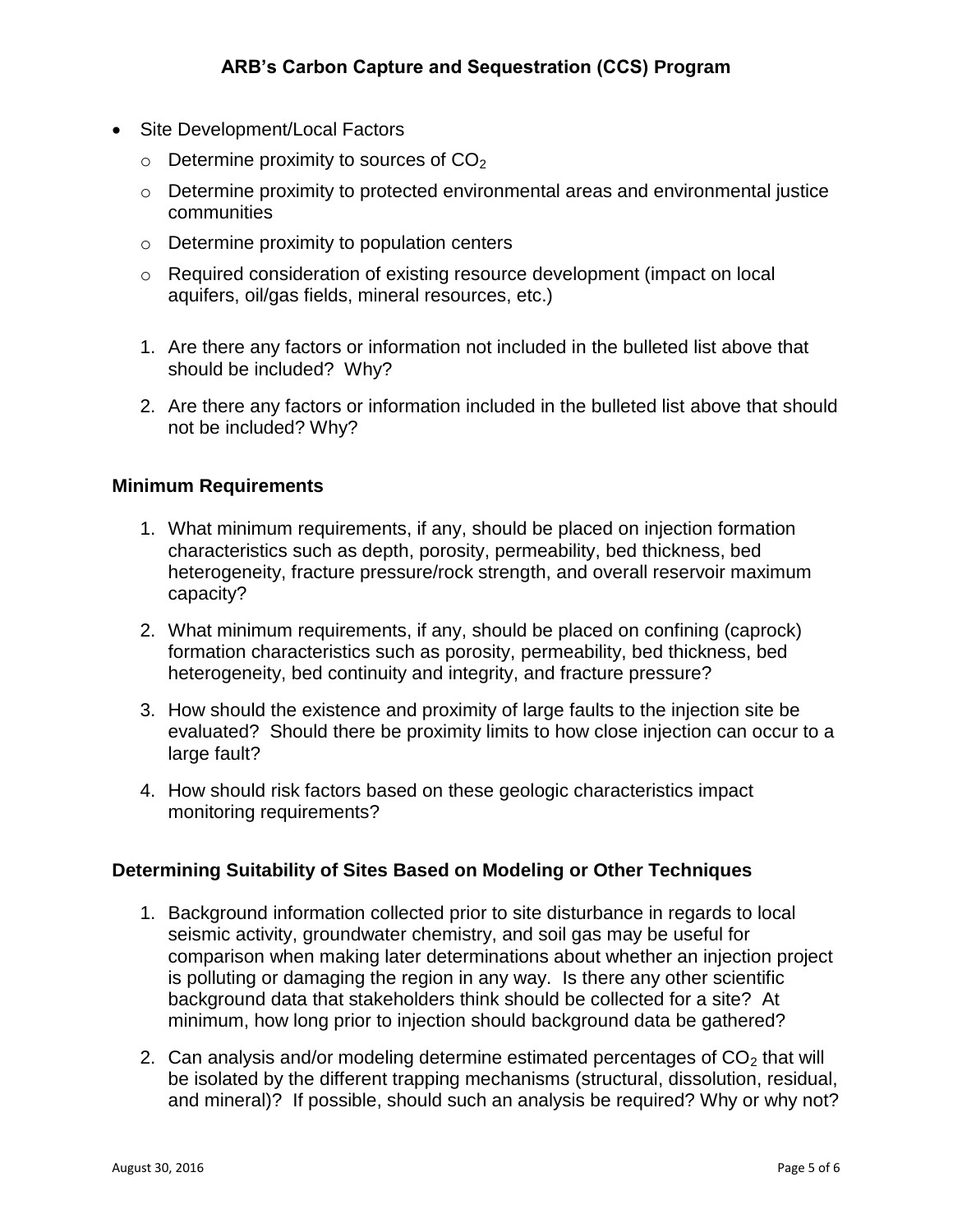- Site Development/Local Factors
  - Determine proximity to sources of $CO_2$
  - Determine proximity to protected environmental areas and environmental justice communities
  - Determine proximity to population centers
  - Required consideration of existing resource development (impact on local aquifers, oil/gas fields, mineral resources, etc.)

1. Are there any factors or information not included in the bulleted list above that should be included? Why?
2. Are there any factors or information included in the bulleted list above that should not be included? Why?

### Minimum Requirements

1. What minimum requirements, if any, should be placed on injection formation characteristics such as depth, porosity, permeability, bed thickness, bed heterogeneity, fracture pressure/rock strength, and overall reservoir maximum capacity?
2. What minimum requirements, if any, should be placed on confining (caprock) formation characteristics such as porosity, permeability, bed thickness, bed heterogeneity, bed continuity and integrity, and fracture pressure?
3. How should the existence and proximity of large faults to the injection site be evaluated? Should there be proximity limits to how close injection can occur to a large fault?
4. How should risk factors based on these geologic characteristics impact monitoring requirements?

### Determining Suitability of Sites Based on Modeling or Other Techniques

1. Background information collected prior to site disturbance in regards to local seismic activity, groundwater chemistry, and soil gas may be useful for comparison when making later determinations about whether an injection project is polluting or damaging the region in any way. Is there any other scientific background data that stakeholders think should be collected for a site? At minimum, how long prior to injection should background data be gathered?
2. Can analysis and/or modeling determine estimated percentages of $CO_2$ that will be isolated by the different trapping mechanisms (structural, dissolution, residual, and mineral)? If possible, should such an analysis be required? Why or why not?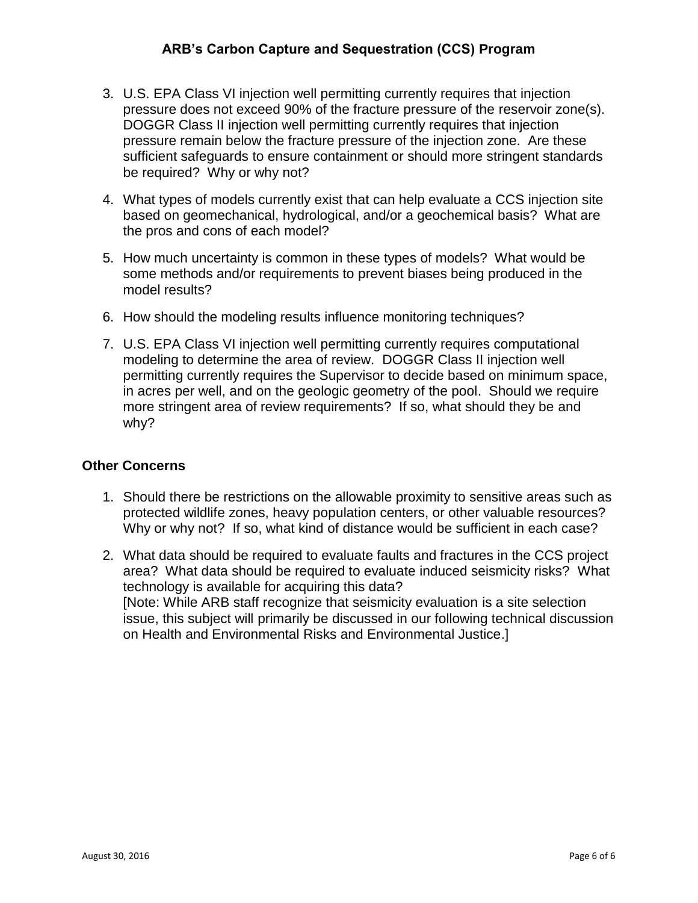3. U.S. EPA Class VI injection well permitting currently requires that injection pressure does not exceed 90% of the fracture pressure of the reservoir zone(s). DOGGR Class II injection well permitting currently requires that injection pressure remain below the fracture pressure of the injection zone. Are these sufficient safeguards to ensure containment or should more stringent standards be required? Why or why not?

4. What types of models currently exist that can help evaluate a CCS injection site based on geomechanical, hydrological, and/or a geochemical basis? What are the pros and cons of each model?

5. How much uncertainty is common in these types of models? What would be some methods and/or requirements to prevent biases being produced in the model results?

6. How should the modeling results influence monitoring techniques?

7. U.S. EPA Class VI injection well permitting currently requires computational modeling to determine the area of review. DOGGR Class II injection well permitting currently requires the Supervisor to decide based on minimum space, in acres per well, and on the geologic geometry of the pool. Should we require more stringent area of review requirements? If so, what should they be and why?

## Other Concerns

1. Should there be restrictions on the allowable proximity to sensitive areas such as protected wildlife zones, heavy population centers, or other valuable resources? Why or why not? If so, what kind of distance would be sufficient in each case?

2. What data should be required to evaluate faults and fractures in the CCS project area? What data should be required to evaluate induced seismicity risks? What technology is available for acquiring this data?
[Note: While ARB staff recognize that seismicity evaluation is a site selection issue, this subject will primarily be discussed in our following technical discussion on Health and Environmental Risks and Environmental Justice.]